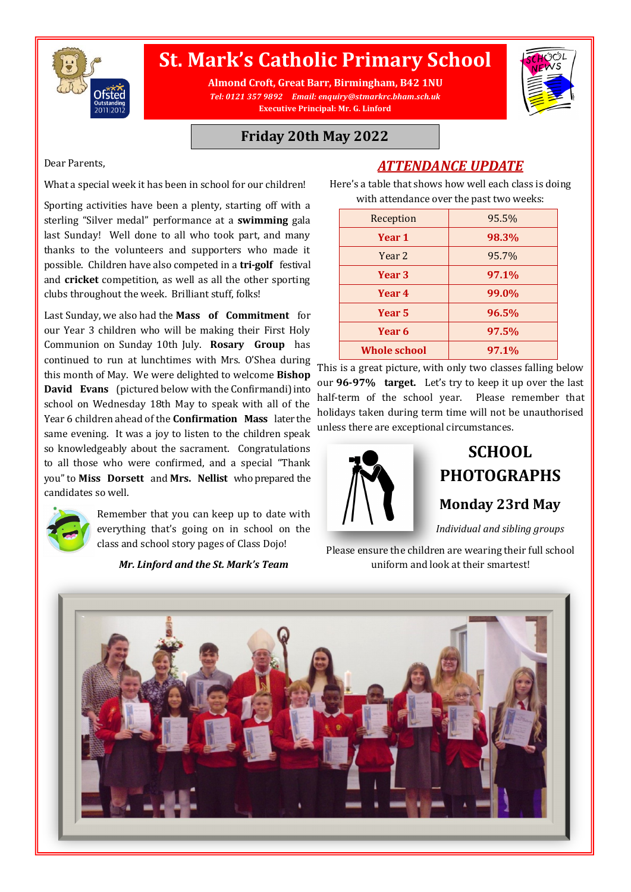# St. Mark's Catholic Primary School

**Almond Croft, Great Barr, Birmingham, B42 1NU**

*Tel: 0121 357 9892  Email: enquiry@stmarkrc.bham.sch.uk*

**Executive Principal: Mr. G. Linford**

## Friday 20th May 2022

Dear Parents,

What a special week it has been in school for our children!

Sporting activities have been a plenty, starting off with a sterling "Silver medal" performance at a **swimming** gala last Sunday! Well done to all who took part, and many thanks to the volunteers and supporters who made it possible. Children have also competed in a **tri-golf** festival and **cricket** competition, as well as all the other sporting clubs throughout the week. Brilliant stuff, folks!

Last Sunday, we also had the **Mass of Commitment** for our Year 3 children who will be making their First Holy Communion on Sunday 10th July. **Rosary Group** has continued to run at lunchtimes with Mrs. O'Shea during this month of May. We were delighted to welcome **Bishop David Evans** (pictured below with the Confirmandi) into school on Wednesday 18th May to speak with all of the Year 6 children ahead of the **Confirmation Mass** later the same evening. It was a joy to listen to the children speak so knowledgeably about the sacrament. Congratulations to all those who were confirmed, and a special "Thank you" to **Miss Dorsett** and **Mrs. Nellist** who prepared the candidates so well.

Remember that you can keep up to date with everything that's going on in school on the class and school story pages of Class Dojo!

***Mr. Linford and the St. Mark's Team***

## *ATTENDANCE UPDATE*

Here's a table that shows how well each class is doing with attendance over the past two weeks:

| Class | Attendance |
|---|---|
| Reception | 95.5% |
| **Year 1** | **98.3%** |
| Year 2 | 95.7% |
| **Year 3** | **97.1%** |
| **Year 4** | **99.0%** |
| **Year 5** | **96.5%** |
| **Year 6** | **97.5%** |
| **Whole school** | **97.1%** |

This is a great picture, with only two classes falling below our **96-97% target.** Let's try to keep it up over the last half-term of the school year. Please remember that holidays taken during term time will not be unauthorised unless there are exceptional circumstances.

## SCHOOL PHOTOGRAPHS

### Monday 23rd May

*Individual and sibling groups*

Please ensure the children are wearing their full school uniform and look at their smartest!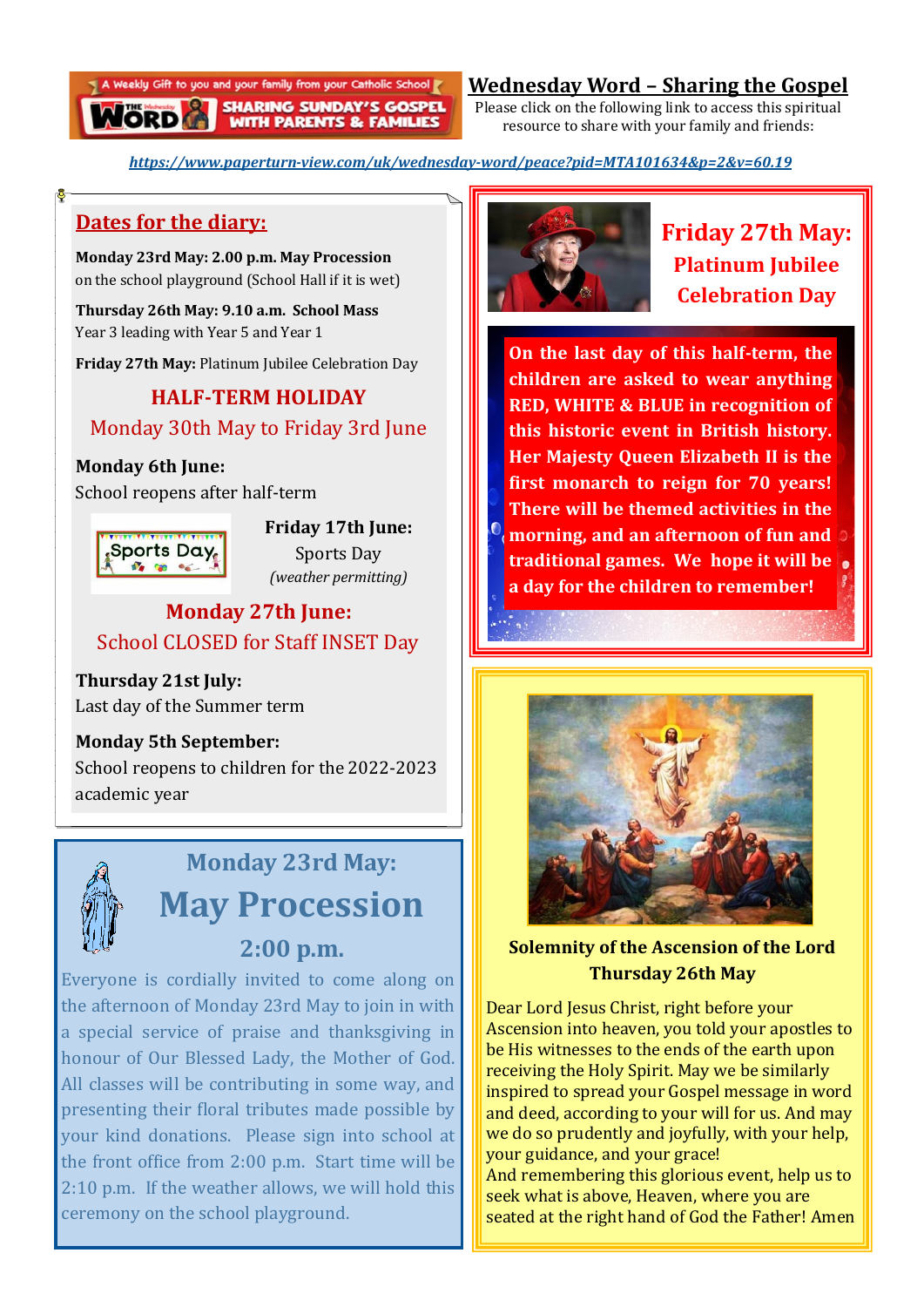## Wednesday Word – Sharing the Gospel

Please click on the following link to access this spiritual resource to share with your family and friends:

https://www.paperturn-view.com/uk/wednesday-word/peace?pid=MTA101634&p=2&v=60.19

## Dates for the diary:

**Monday 23rd May: 2.00 p.m. May Procession** on the school playground (School Hall if it is wet)

**Thursday 26th May: 9.10 a.m. School Mass** Year 3 leading with Year 5 and Year 1

**Friday 27th May:** Platinum Jubilee Celebration Day

**HALF-TERM HOLIDAY**
Monday 30th May to Friday 3rd June

**Monday 6th June:**
School reopens after half-term

**Friday 17th June:**
Sports Day
*(weather permitting)*

**Monday 27th June:**
School CLOSED for Staff INSET Day

**Thursday 21st July:**
Last day of the Summer term

**Monday 5th September:**
School reopens to children for the 2022-2023 academic year

## Monday 23rd May: May Procession 2:00 p.m.

Everyone is cordially invited to come along on the afternoon of Monday 23rd May to join in with a special service of praise and thanksgiving in honour of Our Blessed Lady, the Mother of God. All classes will be contributing in some way, and presenting their floral tributes made possible by your kind donations. Please sign into school at the front office from 2:00 p.m. Start time will be 2:10 p.m. If the weather allows, we will hold this ceremony on the school playground.

## Friday 27th May: Platinum Jubilee Celebration Day

**On the last day of this half-term, the children are asked to wear anything RED, WHITE & BLUE in recognition of this historic event in British history. Her Majesty Queen Elizabeth II is the first monarch to reign for 70 years! There will be themed activities in the morning, and an afternoon of fun and traditional games. We hope it will be a day for the children to remember!**

## Solemnity of the Ascension of the Lord Thursday 26th May

Dear Lord Jesus Christ, right before your Ascension into heaven, you told your apostles to be His witnesses to the ends of the earth upon receiving the Holy Spirit. May we be similarly inspired to spread your Gospel message in word and deed, according to your will for us. And may we do so prudently and joyfully, with your help, your guidance, and your grace!
And remembering this glorious event, help us to seek what is above, Heaven, where you are seated at the right hand of God the Father! Amen